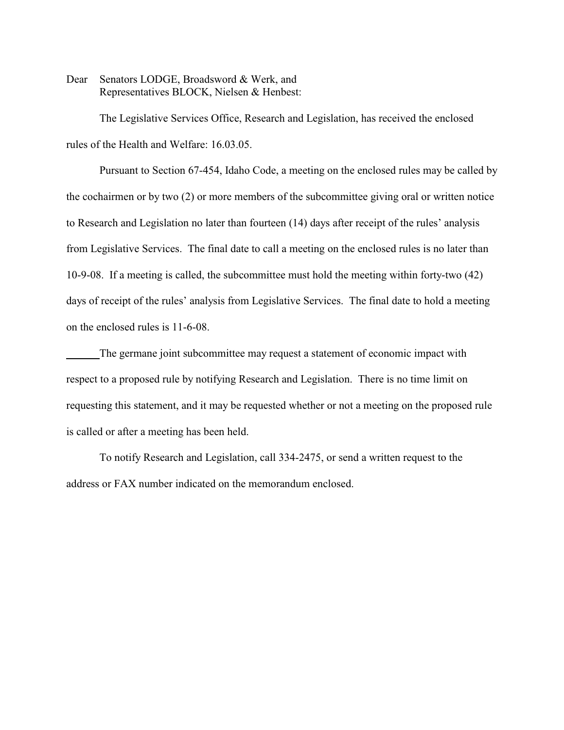Dear Senators LODGE, Broadsword & Werk, and
Representatives BLOCK, Nielsen & Henbest:

The Legislative Services Office, Research and Legislation, has received the enclosed rules of the Health and Welfare: 16.03.05.

Pursuant to Section 67-454, Idaho Code, a meeting on the enclosed rules may be called by the cochairmen or by two (2) or more members of the subcommittee giving oral or written notice to Research and Legislation no later than fourteen (14) days after receipt of the rules' analysis from Legislative Services. The final date to call a meeting on the enclosed rules is no later than 10-9-08. If a meeting is called, the subcommittee must hold the meeting within forty-two (42) days of receipt of the rules' analysis from Legislative Services. The final date to hold a meeting on the enclosed rules is 11-6-08.

______The germane joint subcommittee may request a statement of economic impact with respect to a proposed rule by notifying Research and Legislation. There is no time limit on requesting this statement, and it may be requested whether or not a meeting on the proposed rule is called or after a meeting has been held.

To notify Research and Legislation, call 334-2475, or send a written request to the address or FAX number indicated on the memorandum enclosed.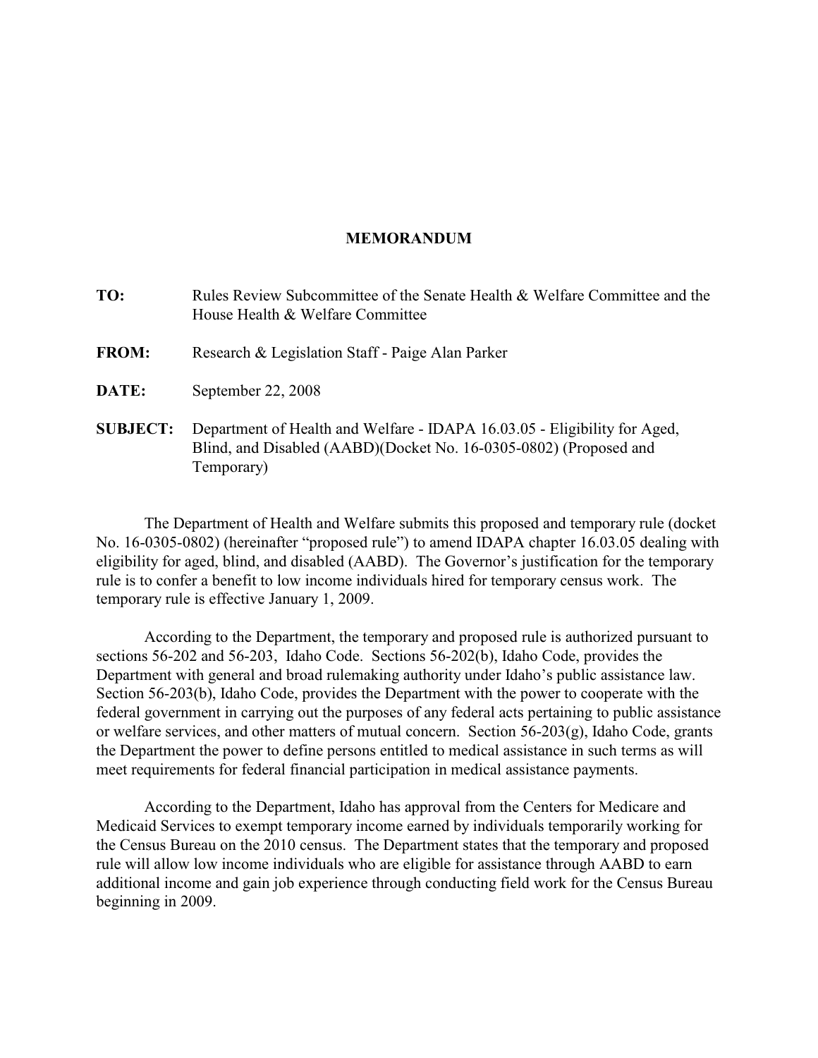**MEMORANDUM**

**TO:** Rules Review Subcommittee of the Senate Health & Welfare Committee and the House Health & Welfare Committee

**FROM:** Research & Legislation Staff - Paige Alan Parker

**DATE:** September 22, 2008

**SUBJECT:** Department of Health and Welfare - IDAPA 16.03.05 - Eligibility for Aged, Blind, and Disabled (AABD)(Docket No. 16-0305-0802) (Proposed and Temporary)

The Department of Health and Welfare submits this proposed and temporary rule (docket No. 16-0305-0802) (hereinafter "proposed rule") to amend IDAPA chapter 16.03.05 dealing with eligibility for aged, blind, and disabled (AABD). The Governor's justification for the temporary rule is to confer a benefit to low income individuals hired for temporary census work. The temporary rule is effective January 1, 2009.

According to the Department, the temporary and proposed rule is authorized pursuant to sections 56-202 and 56-203, Idaho Code. Sections 56-202(b), Idaho Code, provides the Department with general and broad rulemaking authority under Idaho's public assistance law. Section 56-203(b), Idaho Code, provides the Department with the power to cooperate with the federal government in carrying out the purposes of any federal acts pertaining to public assistance or welfare services, and other matters of mutual concern. Section 56-203(g), Idaho Code, grants the Department the power to define persons entitled to medical assistance in such terms as will meet requirements for federal financial participation in medical assistance payments.

According to the Department, Idaho has approval from the Centers for Medicare and Medicaid Services to exempt temporary income earned by individuals temporarily working for the Census Bureau on the 2010 census. The Department states that the temporary and proposed rule will allow low income individuals who are eligible for assistance through AABD to earn additional income and gain job experience through conducting field work for the Census Bureau beginning in 2009.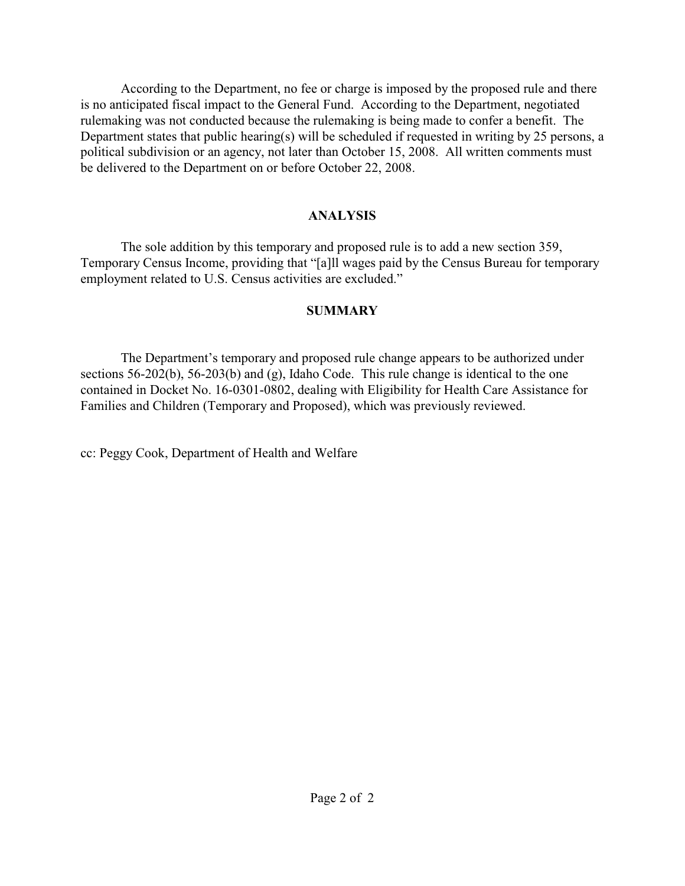According to the Department, no fee or charge is imposed by the proposed rule and there is no anticipated fiscal impact to the General Fund. According to the Department, negotiated rulemaking was not conducted because the rulemaking is being made to confer a benefit. The Department states that public hearing(s) will be scheduled if requested in writing by 25 persons, a political subdivision or an agency, not later than October 15, 2008. All written comments must be delivered to the Department on or before October 22, 2008.

## ANALYSIS

The sole addition by this temporary and proposed rule is to add a new section 359, Temporary Census Income, providing that "[a]ll wages paid by the Census Bureau for temporary employment related to U.S. Census activities are excluded."

## SUMMARY

The Department's temporary and proposed rule change appears to be authorized under sections 56-202(b), 56-203(b) and (g), Idaho Code. This rule change is identical to the one contained in Docket No. 16-0301-0802, dealing with Eligibility for Health Care Assistance for Families and Children (Temporary and Proposed), which was previously reviewed.

cc: Peggy Cook, Department of Health and Welfare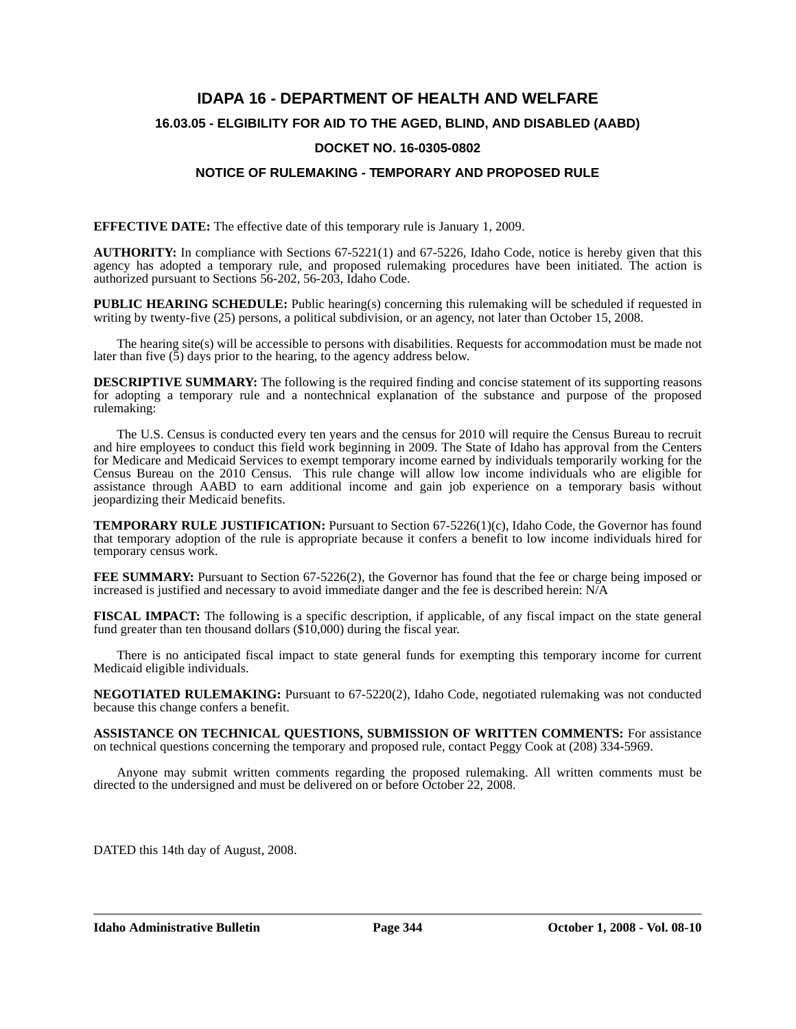# IDAPA 16 - DEPARTMENT OF HEALTH AND WELFARE

## 16.03.05 - ELGIBILITY FOR AID TO THE AGED, BLIND, AND DISABLED (AABD)

## DOCKET NO. 16-0305-0802

## NOTICE OF RULEMAKING - TEMPORARY AND PROPOSED RULE

**EFFECTIVE DATE:** The effective date of this temporary rule is January 1, 2009.

**AUTHORITY:** In compliance with Sections 67-5221(1) and 67-5226, Idaho Code, notice is hereby given that this agency has adopted a temporary rule, and proposed rulemaking procedures have been initiated. The action is authorized pursuant to Sections 56-202, 56-203, Idaho Code.

**PUBLIC HEARING SCHEDULE:** Public hearing(s) concerning this rulemaking will be scheduled if requested in writing by twenty-five (25) persons, a political subdivision, or an agency, not later than October 15, 2008.

The hearing site(s) will be accessible to persons with disabilities. Requests for accommodation must be made not later than five (5) days prior to the hearing, to the agency address below.

**DESCRIPTIVE SUMMARY:** The following is the required finding and concise statement of its supporting reasons for adopting a temporary rule and a nontechnical explanation of the substance and purpose of the proposed rulemaking:

The U.S. Census is conducted every ten years and the census for 2010 will require the Census Bureau to recruit and hire employees to conduct this field work beginning in 2009. The State of Idaho has approval from the Centers for Medicare and Medicaid Services to exempt temporary income earned by individuals temporarily working for the Census Bureau on the 2010 Census. This rule change will allow low income individuals who are eligible for assistance through AABD to earn additional income and gain job experience on a temporary basis without jeopardizing their Medicaid benefits.

**TEMPORARY RULE JUSTIFICATION:** Pursuant to Section 67-5226(1)(c), Idaho Code, the Governor has found that temporary adoption of the rule is appropriate because it confers a benefit to low income individuals hired for temporary census work.

**FEE SUMMARY:** Pursuant to Section 67-5226(2), the Governor has found that the fee or charge being imposed or increased is justified and necessary to avoid immediate danger and the fee is described herein: N/A

**FISCAL IMPACT:** The following is a specific description, if applicable, of any fiscal impact on the state general fund greater than ten thousand dollars ($10,000) during the fiscal year.

There is no anticipated fiscal impact to state general funds for exempting this temporary income for current Medicaid eligible individuals.

**NEGOTIATED RULEMAKING:** Pursuant to 67-5220(2), Idaho Code, negotiated rulemaking was not conducted because this change confers a benefit.

**ASSISTANCE ON TECHNICAL QUESTIONS, SUBMISSION OF WRITTEN COMMENTS:** For assistance on technical questions concerning the temporary and proposed rule, contact Peggy Cook at (208) 334-5969.

Anyone may submit written comments regarding the proposed rulemaking. All written comments must be directed to the undersigned and must be delivered on or before October 22, 2008.

DATED this 14th day of August, 2008.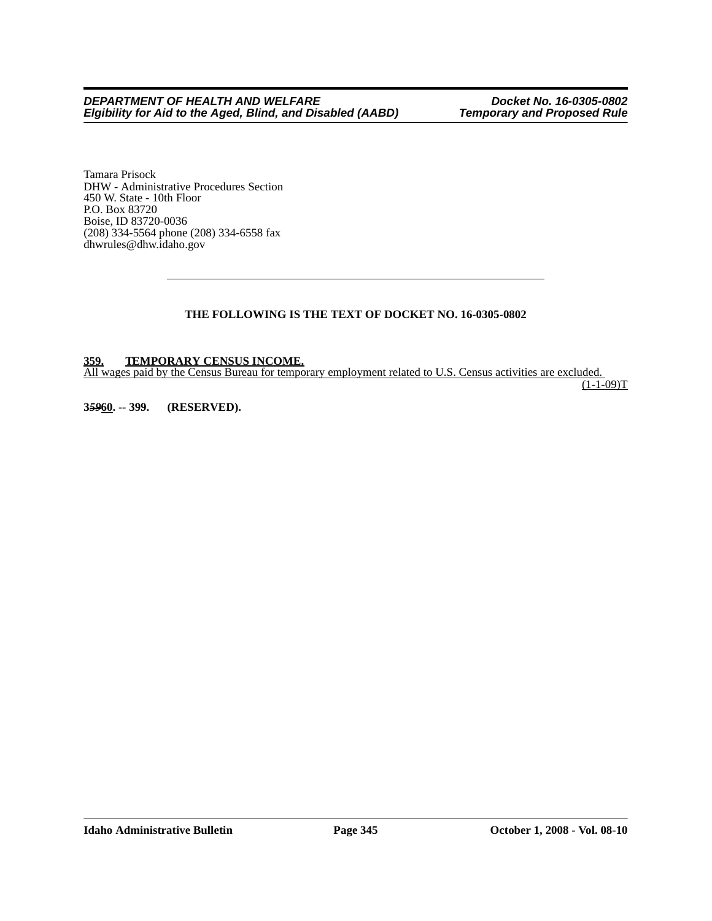Tamara Prisock
DHW - Administrative Procedures Section
450 W. State - 10th Floor
P.O. Box 83720
Boise, ID 83720-0036
(208) 334-5564 phone (208) 334-6558 fax
dhwrules@dhw.idaho.gov

---

**THE FOLLOWING IS THE TEXT OF DOCKET NO. 16-0305-0802**

**359. TEMPORARY CENSUS INCOME.**
All wages paid by the Census Bureau for temporary employment related to U.S. Census activities are excluded. (1-1-09)T

**3~~59~~60. -- 399. (RESERVED).**